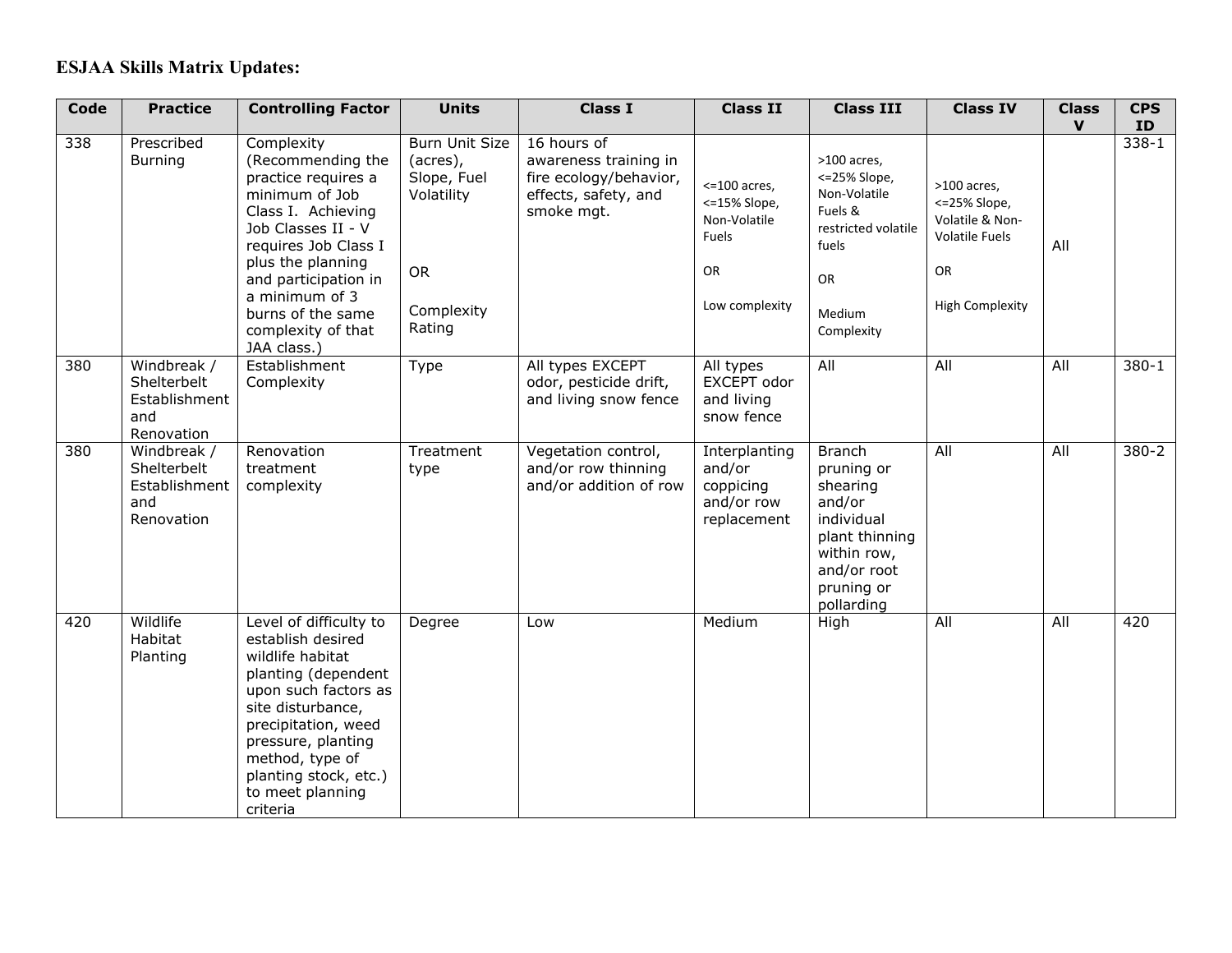**ESJAA Skills Matrix Updates:**

| Code | Practice | Controlling Factor | Units | Class I | Class II | Class III | Class IV | Class V | CPS ID |
|---|---|---|---|---|---|---|---|---|---|
| 338 | Prescribed Burning | Complexity (Recommending the practice requires a minimum of Job Class I. Achieving Job Classes II - V requires Job Class I plus the planning and participation in a minimum of 3 burns of the same complexity of that JAA class.) | Burn Unit Size (acres), Slope, Fuel Volatility<br><br>OR<br><br>Complexity Rating | 16 hours of awareness training in fire ecology/behavior, effects, safety, and smoke mgt. | <=100 acres, <=15% Slope, Non-Volatile Fuels<br><br>OR<br><br>Low complexity | >100 acres, <=25% Slope, Non-Volatile Fuels & restricted volatile fuels<br><br>OR<br><br>Medium Complexity | >100 acres, <=25% Slope, Volatile & Non-Volatile Fuels<br><br>OR<br><br>High Complexity | All | 338-1 |
| 380 | Windbreak / Shelterbelt Establishment and Renovation | Establishment Complexity | Type | All types EXCEPT odor, pesticide drift, and living snow fence | All types EXCEPT odor and living snow fence | All | All | All | 380-1 |
| 380 | Windbreak / Shelterbelt Establishment and Renovation | Renovation treatment complexity | Treatment type | Vegetation control, and/or row thinning and/or addition of row | Interplanting and/or coppicing and/or row replacement | Branch pruning or shearing and/or individual plant thinning within row, and/or root pruning or pollarding | All | All | 380-2 |
| 420 | Wildlife Habitat Planting | Level of difficulty to establish desired wildlife habitat planting (dependent upon such factors as site disturbance, precipitation, weed pressure, planting method, type of planting stock, etc.) to meet planning criteria | Degree | Low | Medium | High | All | All | 420 |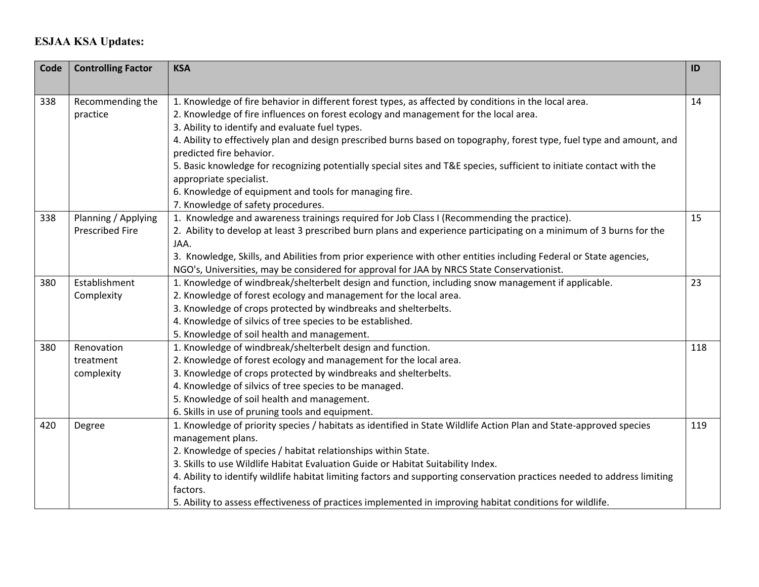**ESJAA KSA Updates:**

| Code | Controlling Factor | KSA | ID |
|---|---|---|---|
| 338 | Recommending the practice | 1. Knowledge of fire behavior in different forest types, as affected by conditions in the local area.<br>2. Knowledge of fire influences on forest ecology and management for the local area.<br>3. Ability to identify and evaluate fuel types.<br>4. Ability to effectively plan and design prescribed burns based on topography, forest type, fuel type and amount, and predicted fire behavior.<br>5. Basic knowledge for recognizing potentially special sites and T&E species, sufficient to initiate contact with the appropriate specialist.<br>6. Knowledge of equipment and tools for managing fire.<br>7. Knowledge of safety procedures. | 14 |
| 338 | Planning / Applying Prescribed Fire | 1. Knowledge and awareness trainings required for Job Class I (Recommending the practice).<br>2. Ability to develop at least 3 prescribed burn plans and experience participating on a minimum of 3 burns for the JAA.<br>3. Knowledge, Skills, and Abilities from prior experience with other entities including Federal or State agencies, NGO's, Universities, may be considered for approval for JAA by NRCS State Conservationist. | 15 |
| 380 | Establishment Complexity | 1. Knowledge of windbreak/shelterbelt design and function, including snow management if applicable.<br>2. Knowledge of forest ecology and management for the local area.<br>3. Knowledge of crops protected by windbreaks and shelterbelts.<br>4. Knowledge of silvics of tree species to be established.<br>5. Knowledge of soil health and management. | 23 |
| 380 | Renovation treatment complexity | 1. Knowledge of windbreak/shelterbelt design and function.<br>2. Knowledge of forest ecology and management for the local area.<br>3. Knowledge of crops protected by windbreaks and shelterbelts.<br>4. Knowledge of silvics of tree species to be managed.<br>5. Knowledge of soil health and management.<br>6. Skills in use of pruning tools and equipment. | 118 |
| 420 | Degree | 1. Knowledge of priority species / habitats as identified in State Wildlife Action Plan and State-approved species management plans.<br>2. Knowledge of species / habitat relationships within State.<br>3. Skills to use Wildlife Habitat Evaluation Guide or Habitat Suitability Index.<br>4. Ability to identify wildlife habitat limiting factors and supporting conservation practices needed to address limiting factors.<br>5. Ability to assess effectiveness of practices implemented in improving habitat conditions for wildlife. | 119 |